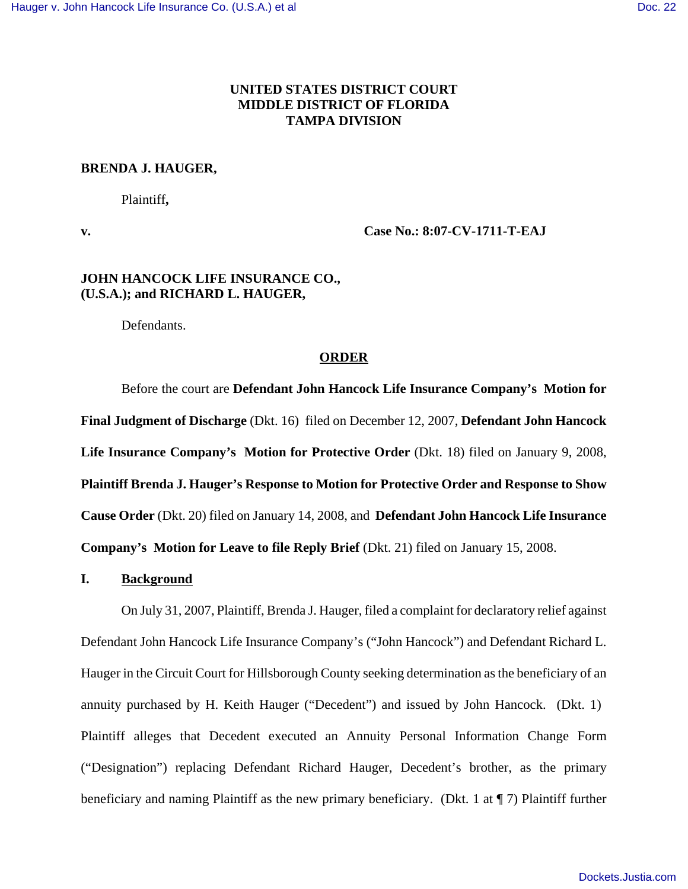**UNITED STATES DISTRICT COURT**
**MIDDLE DISTRICT OF FLORIDA**
**TAMPA DIVISION**

**BRENDA J. HAUGER,**

Plaintiff**,**

**v.** **Case No.: 8:07-CV-1711-T-EAJ**

**JOHN HANCOCK LIFE INSURANCE CO., (U.S.A.); and RICHARD L. HAUGER,**

Defendants.

**ORDER**

Before the court are **Defendant John Hancock Life Insurance Company's Motion for Final Judgment of Discharge** (Dkt. 16) filed on December 12, 2007, **Defendant John Hancock Life Insurance Company's Motion for Protective Order** (Dkt. 18) filed on January 9, 2008, **Plaintiff Brenda J. Hauger's Response to Motion for Protective Order and Response to Show Cause Order** (Dkt. 20) filed on January 14, 2008, and **Defendant John Hancock Life Insurance Company's Motion for Leave to file Reply Brief** (Dkt. 21) filed on January 15, 2008.

## I. Background

On July 31, 2007, Plaintiff, Brenda J. Hauger, filed a complaint for declaratory relief against Defendant John Hancock Life Insurance Company's ("John Hancock") and Defendant Richard L. Hauger in the Circuit Court for Hillsborough County seeking determination as the beneficiary of an annuity purchased by H. Keith Hauger ("Decedent") and issued by John Hancock. (Dkt. 1) Plaintiff alleges that Decedent executed an Annuity Personal Information Change Form ("Designation") replacing Defendant Richard Hauger, Decedent's brother, as the primary beneficiary and naming Plaintiff as the new primary beneficiary. (Dkt. 1 at ¶ 7) Plaintiff further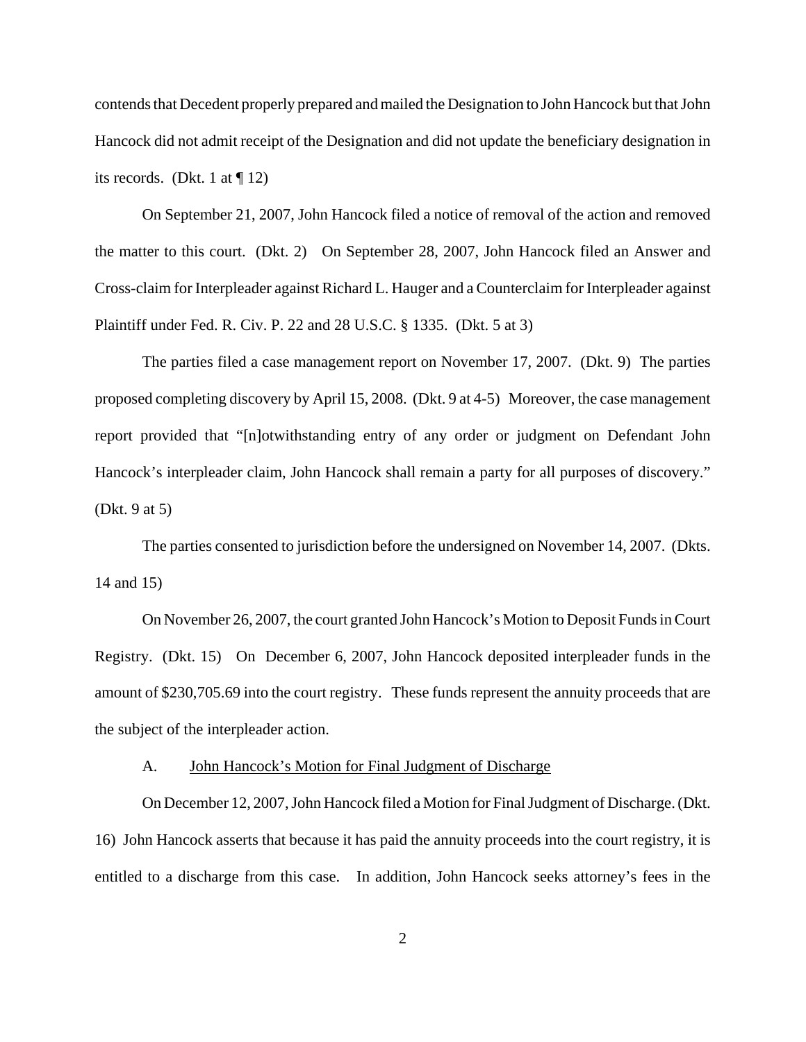contends that Decedent properly prepared and mailed the Designation to John Hancock but that John Hancock did not admit receipt of the Designation and did not update the beneficiary designation in its records. (Dkt. 1 at ¶ 12)

On September 21, 2007, John Hancock filed a notice of removal of the action and removed the matter to this court. (Dkt. 2) On September 28, 2007, John Hancock filed an Answer and Cross-claim for Interpleader against Richard L. Hauger and a Counterclaim for Interpleader against Plaintiff under Fed. R. Civ. P. 22 and 28 U.S.C. § 1335. (Dkt. 5 at 3)

The parties filed a case management report on November 17, 2007. (Dkt. 9) The parties proposed completing discovery by April 15, 2008. (Dkt. 9 at 4-5) Moreover, the case management report provided that "[n]otwithstanding entry of any order or judgment on Defendant John Hancock's interpleader claim, John Hancock shall remain a party for all purposes of discovery." (Dkt. 9 at 5)

The parties consented to jurisdiction before the undersigned on November 14, 2007. (Dkts. 14 and 15)

On November 26, 2007, the court granted John Hancock's Motion to Deposit Funds in Court Registry. (Dkt. 15) On December 6, 2007, John Hancock deposited interpleader funds in the amount of $230,705.69 into the court registry. These funds represent the annuity proceeds that are the subject of the interpleader action.

A. John Hancock's Motion for Final Judgment of Discharge

On December 12, 2007, John Hancock filed a Motion for Final Judgment of Discharge. (Dkt. 16) John Hancock asserts that because it has paid the annuity proceeds into the court registry, it is entitled to a discharge from this case. In addition, John Hancock seeks attorney's fees in the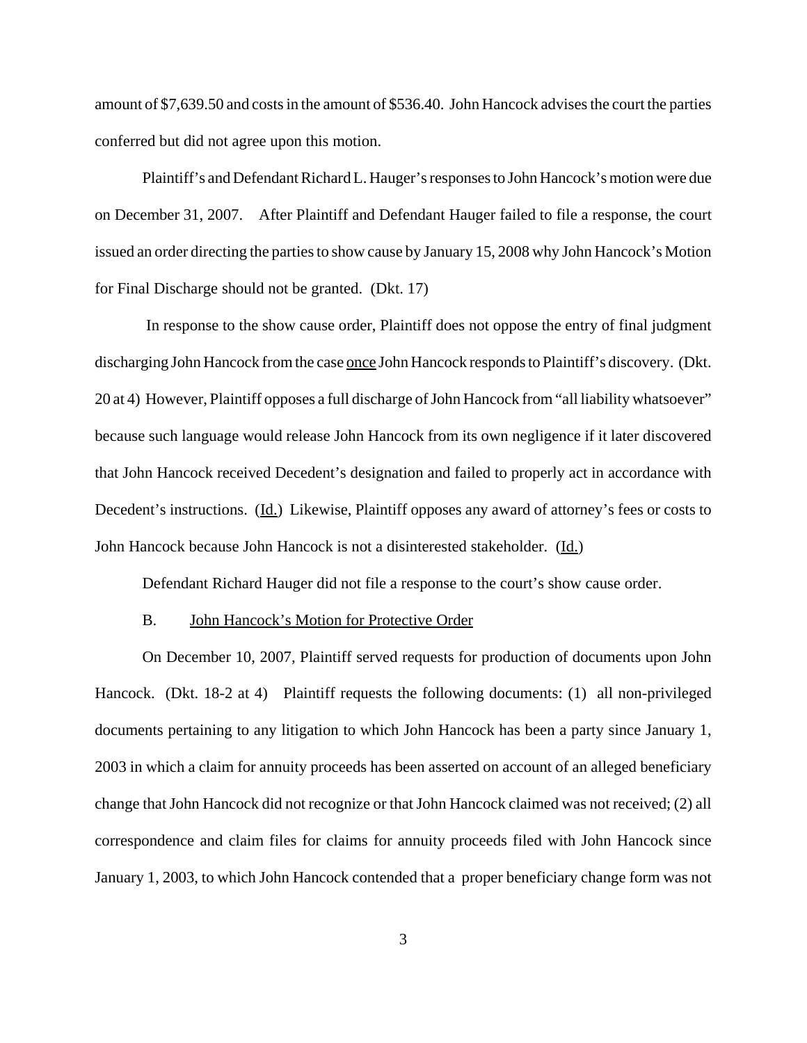amount of $7,639.50 and costs in the amount of $536.40. John Hancock advises the court the parties conferred but did not agree upon this motion.

Plaintiff's and Defendant Richard L. Hauger's responses to John Hancock's motion were due on December 31, 2007. After Plaintiff and Defendant Hauger failed to file a response, the court issued an order directing the parties to show cause by January 15, 2008 why John Hancock's Motion for Final Discharge should not be granted. (Dkt. 17)

In response to the show cause order, Plaintiff does not oppose the entry of final judgment discharging John Hancock from the case <u>once</u> John Hancock responds to Plaintiff's discovery. (Dkt. 20 at 4) However, Plaintiff opposes a full discharge of John Hancock from "all liability whatsoever" because such language would release John Hancock from its own negligence if it later discovered that John Hancock received Decedent's designation and failed to properly act in accordance with Decedent's instructions. (<u>Id.</u>) Likewise, Plaintiff opposes any award of attorney's fees or costs to John Hancock because John Hancock is not a disinterested stakeholder. (<u>Id.</u>)

Defendant Richard Hauger did not file a response to the court's show cause order.

B. <u>John Hancock's Motion for Protective Order</u>

On December 10, 2007, Plaintiff served requests for production of documents upon John Hancock. (Dkt. 18-2 at 4) Plaintiff requests the following documents: (1) all non-privileged documents pertaining to any litigation to which John Hancock has been a party since January 1, 2003 in which a claim for annuity proceeds has been asserted on account of an alleged beneficiary change that John Hancock did not recognize or that John Hancock claimed was not received; (2) all correspondence and claim files for claims for annuity proceeds filed with John Hancock since January 1, 2003, to which John Hancock contended that a proper beneficiary change form was not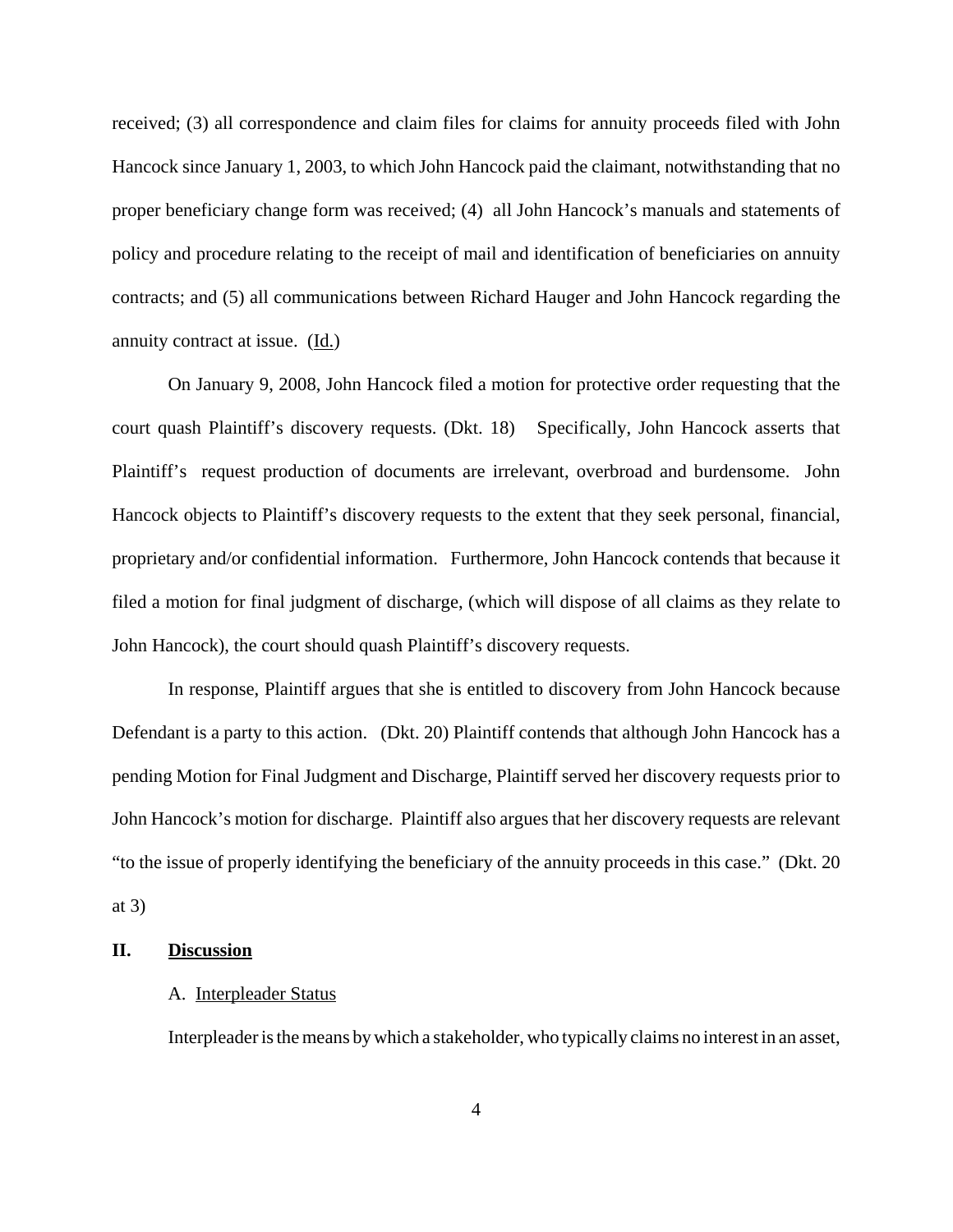received; (3) all correspondence and claim files for claims for annuity proceeds filed with John Hancock since January 1, 2003, to which John Hancock paid the claimant, notwithstanding that no proper beneficiary change form was received; (4) all John Hancock's manuals and statements of policy and procedure relating to the receipt of mail and identification of beneficiaries on annuity contracts; and (5) all communications between Richard Hauger and John Hancock regarding the annuity contract at issue. (Id.)

On January 9, 2008, John Hancock filed a motion for protective order requesting that the court quash Plaintiff's discovery requests. (Dkt. 18) Specifically, John Hancock asserts that Plaintiff's request production of documents are irrelevant, overbroad and burdensome. John Hancock objects to Plaintiff's discovery requests to the extent that they seek personal, financial, proprietary and/or confidential information. Furthermore, John Hancock contends that because it filed a motion for final judgment of discharge, (which will dispose of all claims as they relate to John Hancock), the court should quash Plaintiff's discovery requests.

In response, Plaintiff argues that she is entitled to discovery from John Hancock because Defendant is a party to this action. (Dkt. 20) Plaintiff contends that although John Hancock has a pending Motion for Final Judgment and Discharge, Plaintiff served her discovery requests prior to John Hancock's motion for discharge. Plaintiff also argues that her discovery requests are relevant "to the issue of properly identifying the beneficiary of the annuity proceeds in this case." (Dkt. 20 at 3)

## II. Discussion

### A. Interpleader Status

Interpleader is the means by which a stakeholder, who typically claims no interest in an asset,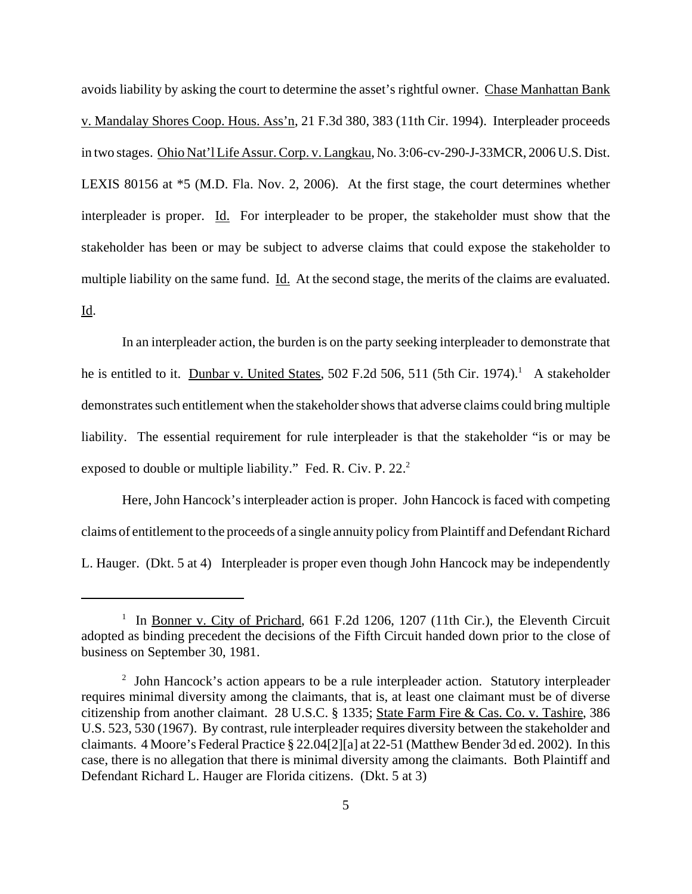avoids liability by asking the court to determine the asset's rightful owner. Chase Manhattan Bank v. Mandalay Shores Coop. Hous. Ass'n, 21 F.3d 380, 383 (11th Cir. 1994). Interpleader proceeds in two stages. Ohio Nat'l Life Assur. Corp. v. Langkau, No. 3:06-cv-290-J-33MCR, 2006 U.S. Dist. LEXIS 80156 at *5 (M.D. Fla. Nov. 2, 2006). At the first stage, the court determines whether interpleader is proper. Id. For interpleader to be proper, the stakeholder must show that the stakeholder has been or may be subject to adverse claims that could expose the stakeholder to multiple liability on the same fund. Id. At the second stage, the merits of the claims are evaluated. Id.

In an interpleader action, the burden is on the party seeking interpleader to demonstrate that he is entitled to it. Dunbar v. United States, 502 F.2d 506, 511 (5th Cir. 1974).[1] A stakeholder demonstrates such entitlement when the stakeholder shows that adverse claims could bring multiple liability. The essential requirement for rule interpleader is that the stakeholder "is or may be exposed to double or multiple liability." Fed. R. Civ. P. 22.[2]

Here, John Hancock's interpleader action is proper. John Hancock is faced with competing claims of entitlement to the proceeds of a single annuity policy from Plaintiff and Defendant Richard L. Hauger. (Dkt. 5 at 4) Interpleader is proper even though John Hancock may be independently

---

[1] In Bonner v. City of Prichard, 661 F.2d 1206, 1207 (11th Cir.), the Eleventh Circuit adopted as binding precedent the decisions of the Fifth Circuit handed down prior to the close of business on September 30, 1981.

[2] John Hancock's action appears to be a rule interpleader action. Statutory interpleader requires minimal diversity among the claimants, that is, at least one claimant must be of diverse citizenship from another claimant. 28 U.S.C. § 1335; State Farm Fire & Cas. Co. v. Tashire, 386 U.S. 523, 530 (1967). By contrast, rule interpleader requires diversity between the stakeholder and claimants. 4 Moore's Federal Practice § 22.04[2][a] at 22-51 (Matthew Bender 3d ed. 2002). In this case, there is no allegation that there is minimal diversity among the claimants. Both Plaintiff and Defendant Richard L. Hauger are Florida citizens. (Dkt. 5 at 3)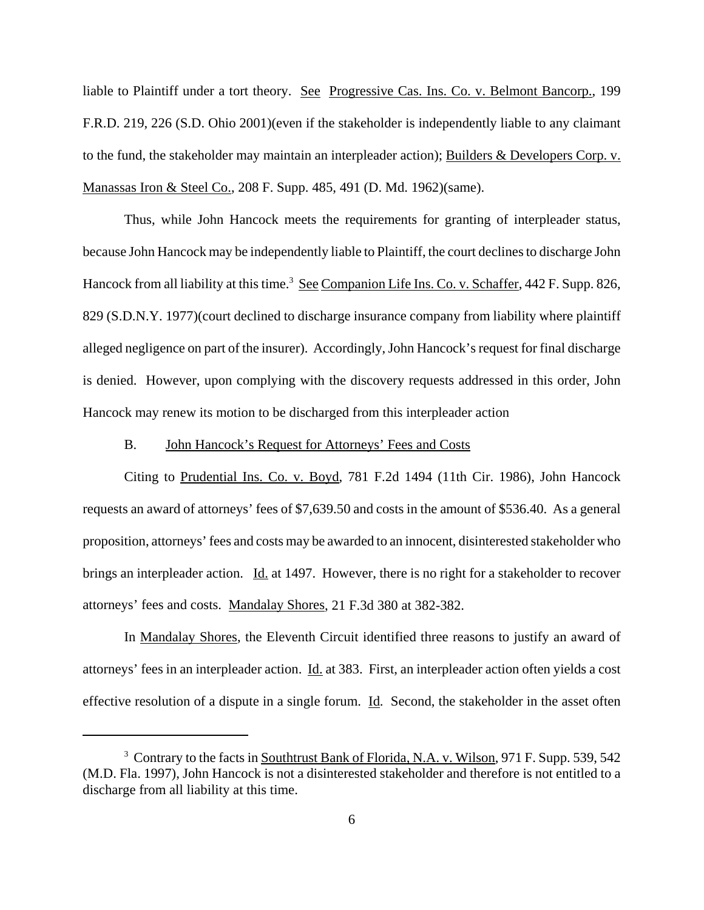liable to Plaintiff under a tort theory. See Progressive Cas. Ins. Co. v. Belmont Bancorp., 199 F.R.D. 219, 226 (S.D. Ohio 2001)(even if the stakeholder is independently liable to any claimant to the fund, the stakeholder may maintain an interpleader action); Builders & Developers Corp. v. Manassas Iron & Steel Co., 208 F. Supp. 485, 491 (D. Md. 1962)(same).

Thus, while John Hancock meets the requirements for granting of interpleader status, because John Hancock may be independently liable to Plaintiff, the court declines to discharge John Hancock from all liability at this time.[3] See Companion Life Ins. Co. v. Schaffer, 442 F. Supp. 826, 829 (S.D.N.Y. 1977)(court declined to discharge insurance company from liability where plaintiff alleged negligence on part of the insurer). Accordingly, John Hancock's request for final discharge is denied. However, upon complying with the discovery requests addressed in this order, John Hancock may renew its motion to be discharged from this interpleader action

B. John Hancock's Request for Attorneys' Fees and Costs

Citing to Prudential Ins. Co. v. Boyd, 781 F.2d 1494 (11th Cir. 1986), John Hancock requests an award of attorneys' fees of $7,639.50 and costs in the amount of $536.40. As a general proposition, attorneys' fees and costs may be awarded to an innocent, disinterested stakeholder who brings an interpleader action. Id. at 1497. However, there is no right for a stakeholder to recover attorneys' fees and costs. Mandalay Shores, 21 F.3d 380 at 382-382.

In Mandalay Shores, the Eleventh Circuit identified three reasons to justify an award of attorneys' fees in an interpleader action. Id. at 383. First, an interpleader action often yields a cost effective resolution of a dispute in a single forum. Id. Second, the stakeholder in the asset often

---

[3] Contrary to the facts in Southtrust Bank of Florida, N.A. v. Wilson, 971 F. Supp. 539, 542 (M.D. Fla. 1997), John Hancock is not a disinterested stakeholder and therefore is not entitled to a discharge from all liability at this time.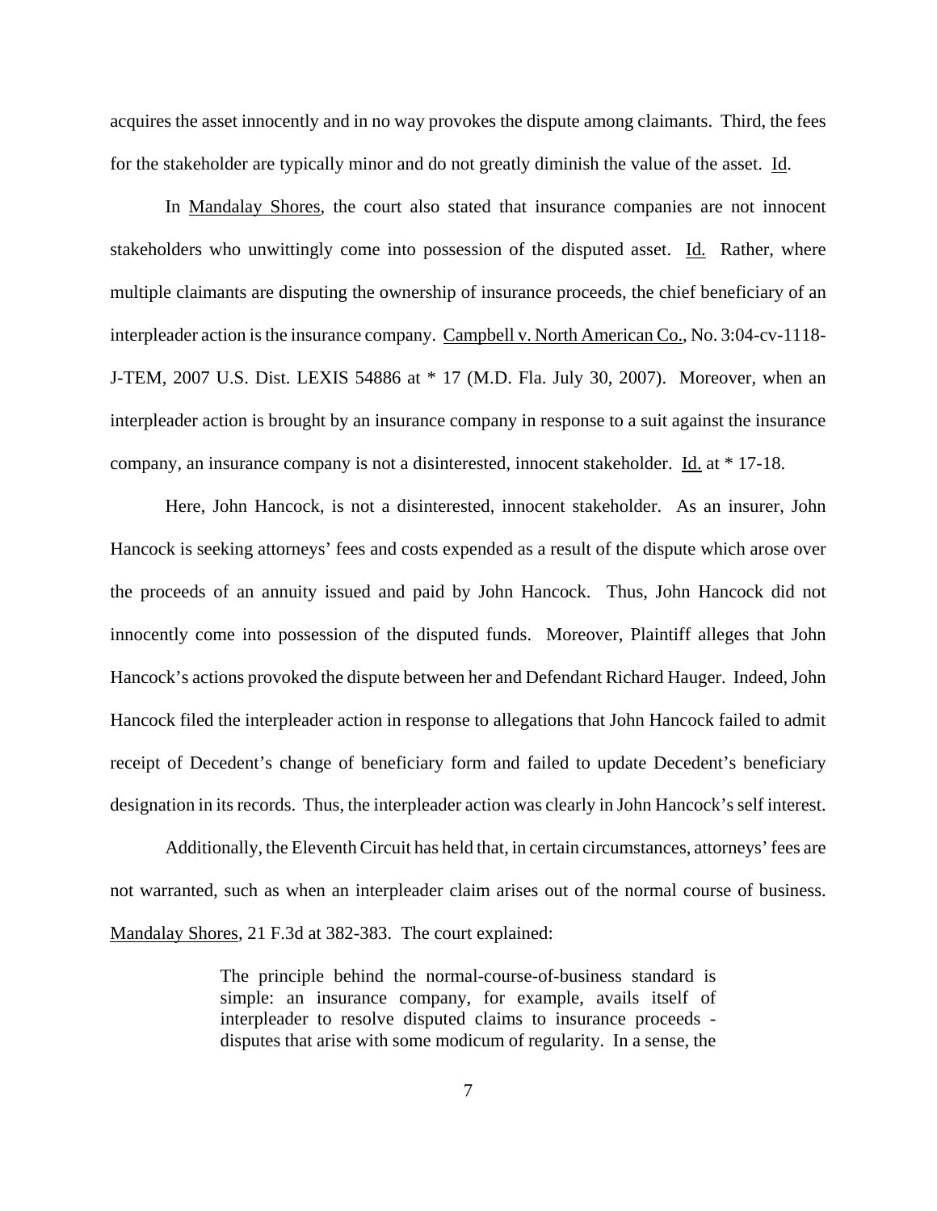acquires the asset innocently and in no way provokes the dispute among claimants. Third, the fees for the stakeholder are typically minor and do not greatly diminish the value of the asset. Id.

In Mandalay Shores, the court also stated that insurance companies are not innocent stakeholders who unwittingly come into possession of the disputed asset. Id. Rather, where multiple claimants are disputing the ownership of insurance proceeds, the chief beneficiary of an interpleader action is the insurance company. Campbell v. North American Co., No. 3:04-cv-1118-J-TEM, 2007 U.S. Dist. LEXIS 54886 at * 17 (M.D. Fla. July 30, 2007). Moreover, when an interpleader action is brought by an insurance company in response to a suit against the insurance company, an insurance company is not a disinterested, innocent stakeholder. Id. at * 17-18.

Here, John Hancock, is not a disinterested, innocent stakeholder. As an insurer, John Hancock is seeking attorneys' fees and costs expended as a result of the dispute which arose over the proceeds of an annuity issued and paid by John Hancock. Thus, John Hancock did not innocently come into possession of the disputed funds. Moreover, Plaintiff alleges that John Hancock's actions provoked the dispute between her and Defendant Richard Hauger. Indeed, John Hancock filed the interpleader action in response to allegations that John Hancock failed to admit receipt of Decedent's change of beneficiary form and failed to update Decedent's beneficiary designation in its records. Thus, the interpleader action was clearly in John Hancock's self interest.

Additionally, the Eleventh Circuit has held that, in certain circumstances, attorneys' fees are not warranted, such as when an interpleader claim arises out of the normal course of business. Mandalay Shores, 21 F.3d at 382-383. The court explained:

> The principle behind the normal-course-of-business standard is simple: an insurance company, for example, avails itself of interpleader to resolve disputed claims to insurance proceeds - disputes that arise with some modicum of regularity. In a sense, the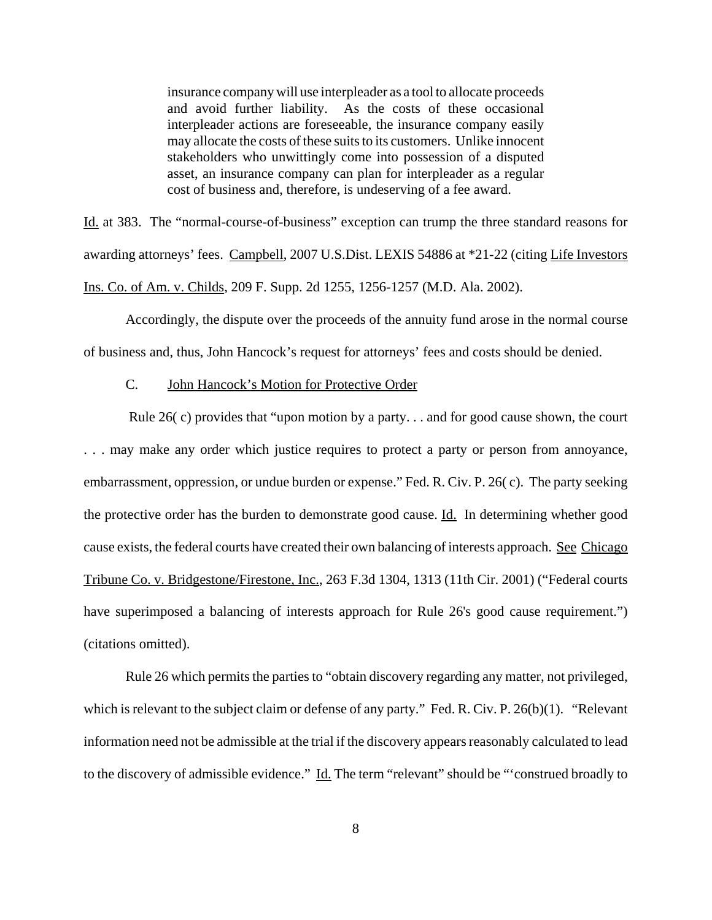> insurance company will use interpleader as a tool to allocate proceeds and avoid further liability. As the costs of these occasional interpleader actions are foreseeable, the insurance company easily may allocate the costs of these suits to its customers. Unlike innocent stakeholders who unwittingly come into possession of a disputed asset, an insurance company can plan for interpleader as a regular cost of business and, therefore, is undeserving of a fee award.

Id. at 383. The "normal-course-of-business" exception can trump the three standard reasons for awarding attorneys' fees. Campbell, 2007 U.S.Dist. LEXIS 54886 at *21-22 (citing Life Investors Ins. Co. of Am. v. Childs, 209 F. Supp. 2d 1255, 1256-1257 (M.D. Ala. 2002).

Accordingly, the dispute over the proceeds of the annuity fund arose in the normal course of business and, thus, John Hancock's request for attorneys' fees and costs should be denied.

C. John Hancock's Motion for Protective Order

Rule 26( c) provides that "upon motion by a party. . . and for good cause shown, the court . . . may make any order which justice requires to protect a party or person from annoyance, embarrassment, oppression, or undue burden or expense." Fed. R. Civ. P. 26( c). The party seeking the protective order has the burden to demonstrate good cause. Id. In determining whether good cause exists, the federal courts have created their own balancing of interests approach. See Chicago Tribune Co. v. Bridgestone/Firestone, Inc., 263 F.3d 1304, 1313 (11th Cir. 2001) ("Federal courts have superimposed a balancing of interests approach for Rule 26's good cause requirement.") (citations omitted).

Rule 26 which permits the parties to "obtain discovery regarding any matter, not privileged, which is relevant to the subject claim or defense of any party." Fed. R. Civ. P. 26(b)(1). "Relevant information need not be admissible at the trial if the discovery appears reasonably calculated to lead to the discovery of admissible evidence." Id. The term "relevant" should be "'construed broadly to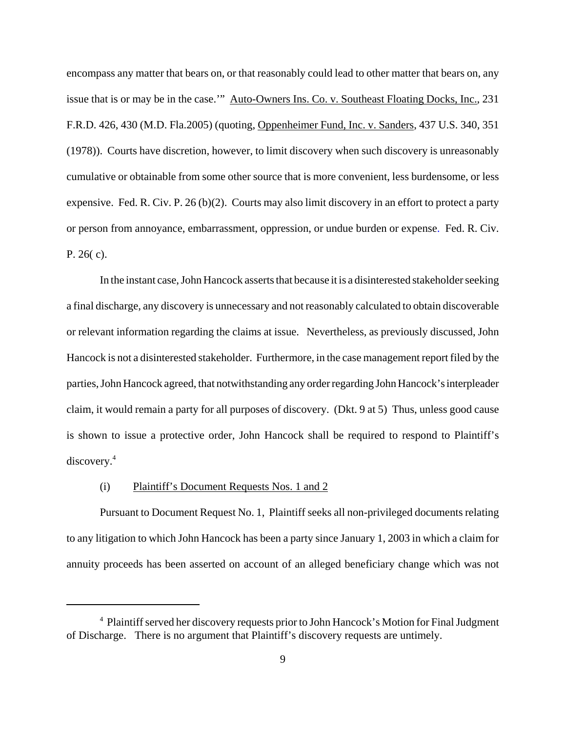encompass any matter that bears on, or that reasonably could lead to other matter that bears on, any issue that is or may be in the case.'" Auto-Owners Ins. Co. v. Southeast Floating Docks, Inc., 231 F.R.D. 426, 430 (M.D. Fla.2005) (quoting, Oppenheimer Fund, Inc. v. Sanders, 437 U.S. 340, 351 (1978)). Courts have discretion, however, to limit discovery when such discovery is unreasonably cumulative or obtainable from some other source that is more convenient, less burdensome, or less expensive. Fed. R. Civ. P. 26 (b)(2). Courts may also limit discovery in an effort to protect a party or person from annoyance, embarrassment, oppression, or undue burden or expense. Fed. R. Civ. P. 26( c).

In the instant case, John Hancock asserts that because it is a disinterested stakeholder seeking a final discharge, any discovery is unnecessary and not reasonably calculated to obtain discoverable or relevant information regarding the claims at issue. Nevertheless, as previously discussed, John Hancock is not a disinterested stakeholder. Furthermore, in the case management report filed by the parties, John Hancock agreed, that notwithstanding any order regarding John Hancock's interpleader claim, it would remain a party for all purposes of discovery. (Dkt. 9 at 5) Thus, unless good cause is shown to issue a protective order, John Hancock shall be required to respond to Plaintiff's discovery.[4]

(i) Plaintiff's Document Requests Nos. 1 and 2

Pursuant to Document Request No. 1, Plaintiff seeks all non-privileged documents relating to any litigation to which John Hancock has been a party since January 1, 2003 in which a claim for annuity proceeds has been asserted on account of an alleged beneficiary change which was not

[4] Plaintiff served her discovery requests prior to John Hancock's Motion for Final Judgment of Discharge. There is no argument that Plaintiff's discovery requests are untimely.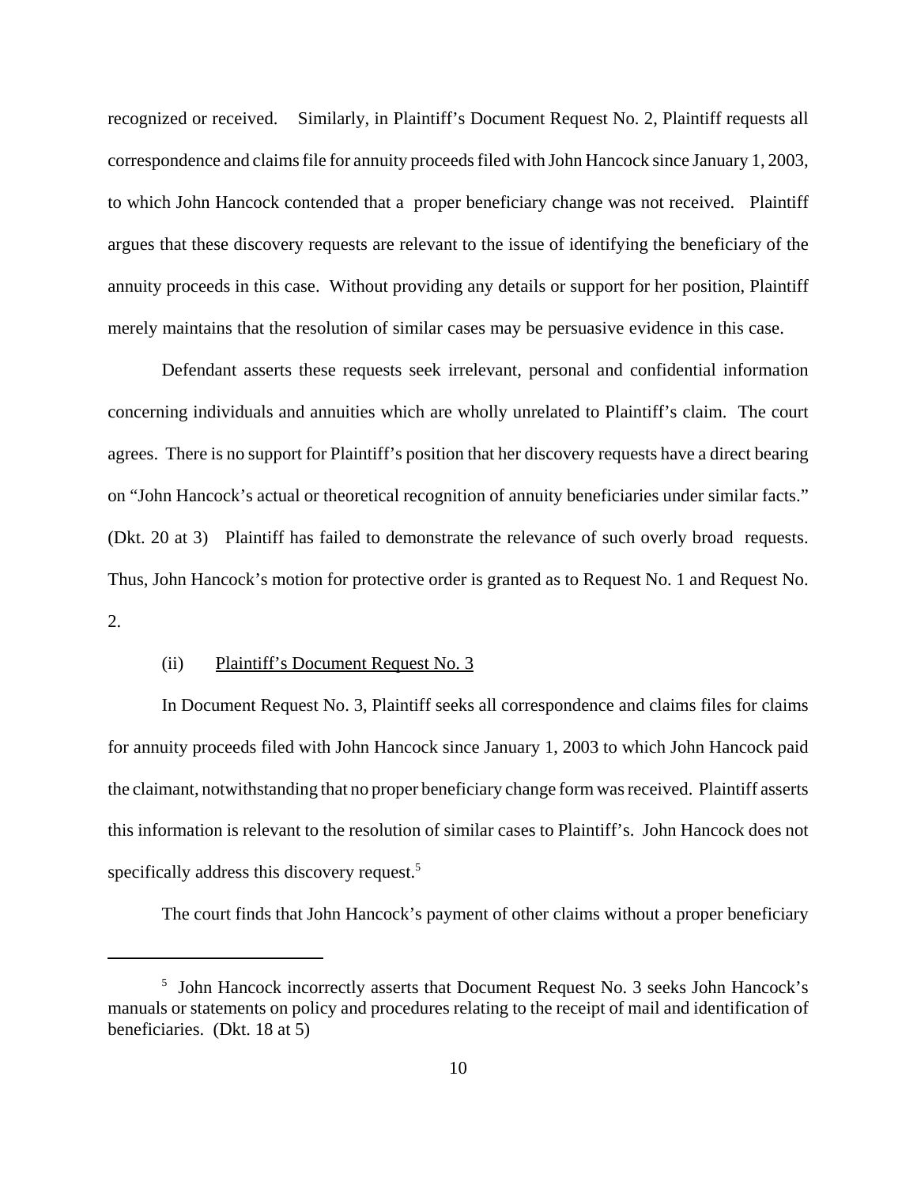recognized or received. Similarly, in Plaintiff's Document Request No. 2, Plaintiff requests all correspondence and claims file for annuity proceeds filed with John Hancock since January 1, 2003, to which John Hancock contended that a proper beneficiary change was not received. Plaintiff argues that these discovery requests are relevant to the issue of identifying the beneficiary of the annuity proceeds in this case. Without providing any details or support for her position, Plaintiff merely maintains that the resolution of similar cases may be persuasive evidence in this case.

Defendant asserts these requests seek irrelevant, personal and confidential information concerning individuals and annuities which are wholly unrelated to Plaintiff's claim. The court agrees. There is no support for Plaintiff's position that her discovery requests have a direct bearing on "John Hancock's actual or theoretical recognition of annuity beneficiaries under similar facts." (Dkt. 20 at 3) Plaintiff has failed to demonstrate the relevance of such overly broad requests. Thus, John Hancock's motion for protective order is granted as to Request No. 1 and Request No. 2.

(ii) Plaintiff's Document Request No. 3

In Document Request No. 3, Plaintiff seeks all correspondence and claims files for claims for annuity proceeds filed with John Hancock since January 1, 2003 to which John Hancock paid the claimant, notwithstanding that no proper beneficiary change form was received. Plaintiff asserts this information is relevant to the resolution of similar cases to Plaintiff's. John Hancock does not specifically address this discovery request.[5]

The court finds that John Hancock's payment of other claims without a proper beneficiary

[5] John Hancock incorrectly asserts that Document Request No. 3 seeks John Hancock's manuals or statements on policy and procedures relating to the receipt of mail and identification of beneficiaries. (Dkt. 18 at 5)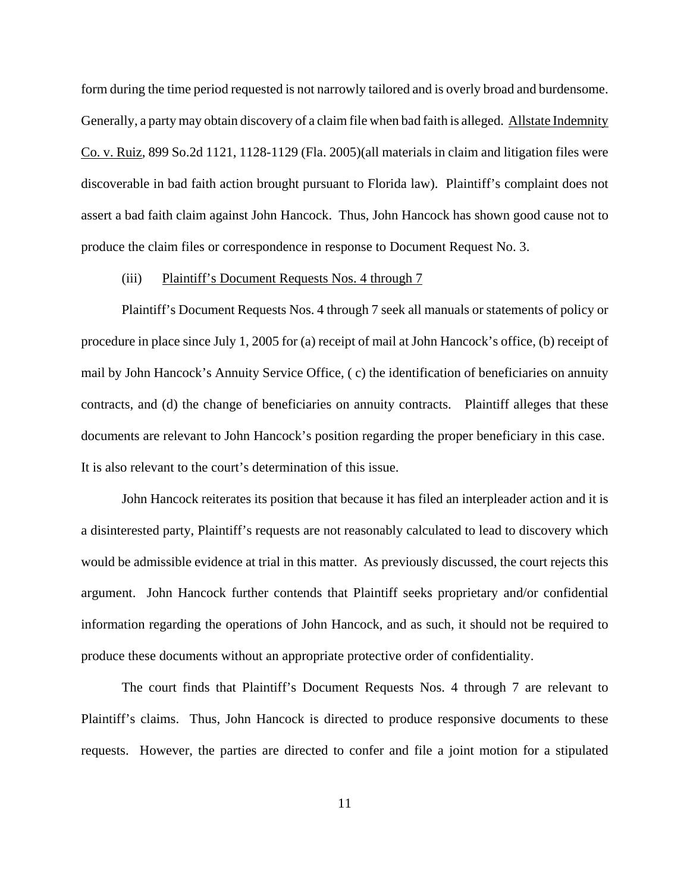form during the time period requested is not narrowly tailored and is overly broad and burdensome. Generally, a party may obtain discovery of a claim file when bad faith is alleged. Allstate Indemnity Co. v. Ruiz, 899 So.2d 1121, 1128-1129 (Fla. 2005)(all materials in claim and litigation files were discoverable in bad faith action brought pursuant to Florida law). Plaintiff's complaint does not assert a bad faith claim against John Hancock. Thus, John Hancock has shown good cause not to produce the claim files or correspondence in response to Document Request No. 3.

(iii) Plaintiff's Document Requests Nos. 4 through 7

Plaintiff's Document Requests Nos. 4 through 7 seek all manuals or statements of policy or procedure in place since July 1, 2005 for (a) receipt of mail at John Hancock's office, (b) receipt of mail by John Hancock's Annuity Service Office, ( c) the identification of beneficiaries on annuity contracts, and (d) the change of beneficiaries on annuity contracts. Plaintiff alleges that these documents are relevant to John Hancock's position regarding the proper beneficiary in this case. It is also relevant to the court's determination of this issue.

John Hancock reiterates its position that because it has filed an interpleader action and it is a disinterested party, Plaintiff's requests are not reasonably calculated to lead to discovery which would be admissible evidence at trial in this matter. As previously discussed, the court rejects this argument. John Hancock further contends that Plaintiff seeks proprietary and/or confidential information regarding the operations of John Hancock, and as such, it should not be required to produce these documents without an appropriate protective order of confidentiality.

The court finds that Plaintiff's Document Requests Nos. 4 through 7 are relevant to Plaintiff's claims. Thus, John Hancock is directed to produce responsive documents to these requests. However, the parties are directed to confer and file a joint motion for a stipulated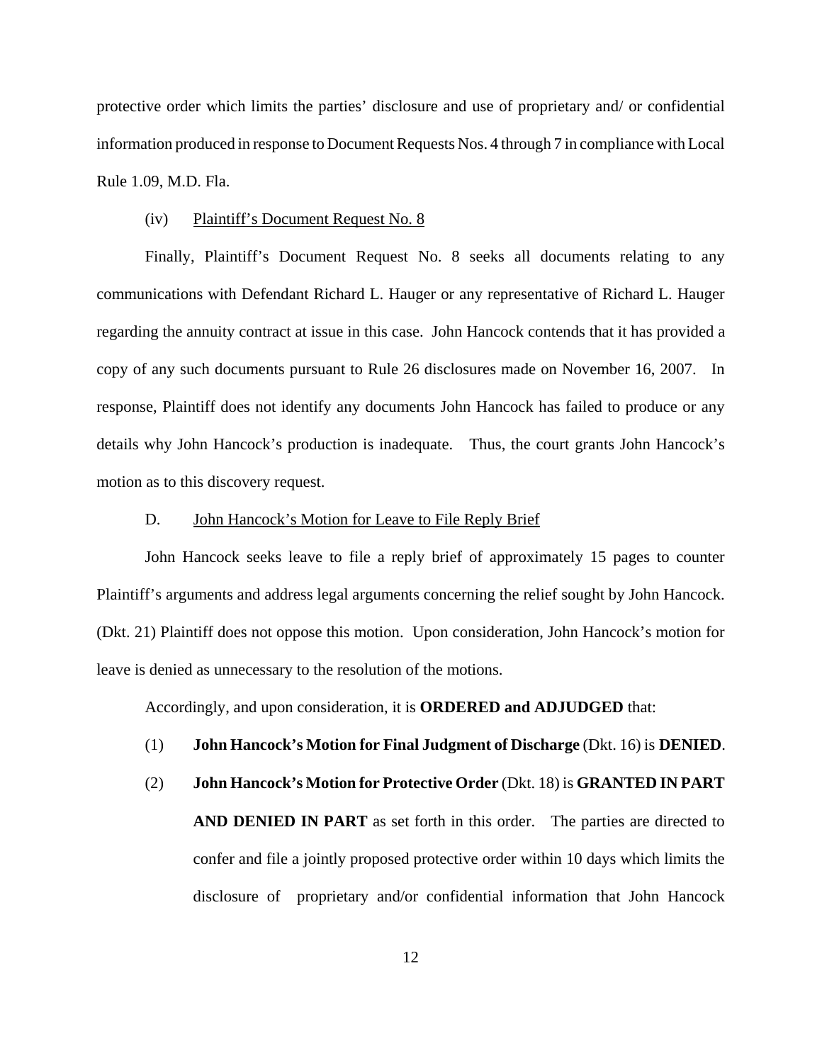protective order which limits the parties' disclosure and use of proprietary and/ or confidential information produced in response to Document Requests Nos. 4 through 7 in compliance with Local Rule 1.09, M.D. Fla.

(iv) Plaintiff's Document Request No. 8

Finally, Plaintiff's Document Request No. 8 seeks all documents relating to any communications with Defendant Richard L. Hauger or any representative of Richard L. Hauger regarding the annuity contract at issue in this case. John Hancock contends that it has provided a copy of any such documents pursuant to Rule 26 disclosures made on November 16, 2007. In response, Plaintiff does not identify any documents John Hancock has failed to produce or any details why John Hancock's production is inadequate. Thus, the court grants John Hancock's motion as to this discovery request.

D. John Hancock's Motion for Leave to File Reply Brief

John Hancock seeks leave to file a reply brief of approximately 15 pages to counter Plaintiff's arguments and address legal arguments concerning the relief sought by John Hancock. (Dkt. 21) Plaintiff does not oppose this motion. Upon consideration, John Hancock's motion for leave is denied as unnecessary to the resolution of the motions.

Accordingly, and upon consideration, it is **ORDERED and ADJUDGED** that:

(1) **John Hancock's Motion for Final Judgment of Discharge** (Dkt. 16) is **DENIED**.

(2) **John Hancock's Motion for Protective Order** (Dkt. 18) is **GRANTED IN PART AND DENIED IN PART** as set forth in this order. The parties are directed to confer and file a jointly proposed protective order within 10 days which limits the disclosure of proprietary and/or confidential information that John Hancock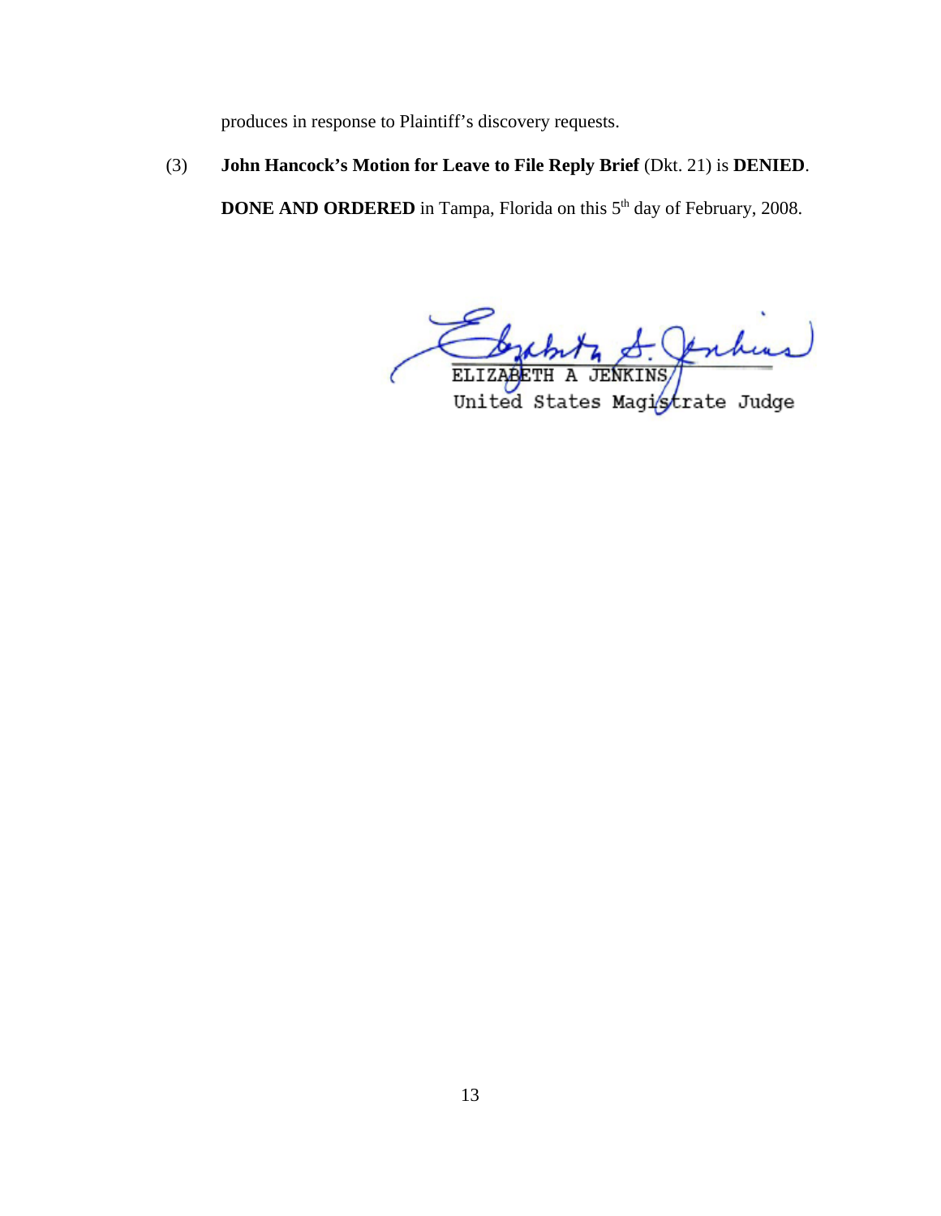produces in response to Plaintiff's discovery requests.

(3) **John Hancock's Motion for Leave to File Reply Brief** (Dkt. 21) is **DENIED**.

**DONE AND ORDERED** in Tampa, Florida on this 5th day of February, 2008.

ELIZABETH A JENKINS
United States Magistrate Judge